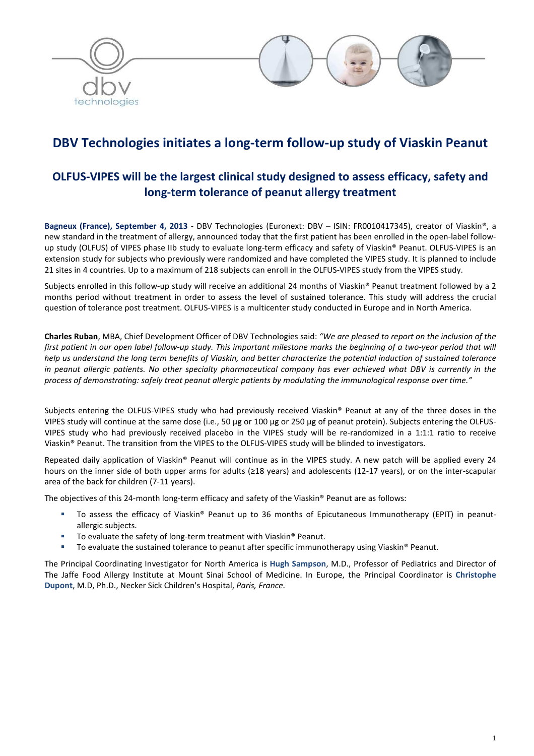# DBV Technologies initiates a long-term follow-up study of Viaskin Peanut

## OLFUS-VIPES will be the largest clinical study designed to assess efficacy, safety and long-term tolerance of peanut allergy treatment

**Bagneux (France), September 4, 2013** - DBV Technologies (Euronext: DBV – ISIN: FR0010417345), creator of Viaskin®, a new standard in the treatment of allergy, announced today that the first patient has been enrolled in the open-label follow-up study (OLFUS) of VIPES phase IIb study to evaluate long-term efficacy and safety of Viaskin® Peanut. OLFUS-VIPES is an extension study for subjects who previously were randomized and have completed the VIPES study. It is planned to include 21 sites in 4 countries. Up to a maximum of 218 subjects can enroll in the OLFUS-VIPES study from the VIPES study.

Subjects enrolled in this follow-up study will receive an additional 24 months of Viaskin® Peanut treatment followed by a 2 months period without treatment in order to assess the level of sustained tolerance. This study will address the crucial question of tolerance post treatment. OLFUS-VIPES is a multicenter study conducted in Europe and in North America.

**Charles Ruban**, MBA, Chief Development Officer of DBV Technologies said: *"We are pleased to report on the inclusion of the first patient in our open label follow-up study. This important milestone marks the beginning of a two-year period that will help us understand the long term benefits of Viaskin, and better characterize the potential induction of sustained tolerance in peanut allergic patients. No other specialty pharmaceutical company has ever achieved what DBV is currently in the process of demonstrating: safely treat peanut allergic patients by modulating the immunological response over time."*

Subjects entering the OLFUS-VIPES study who had previously received Viaskin® Peanut at any of the three doses in the VIPES study will continue at the same dose (i.e., 50 µg or 100 µg or 250 µg of peanut protein). Subjects entering the OLFUS-VIPES study who had previously received placebo in the VIPES study will be re-randomized in a 1:1:1 ratio to receive Viaskin® Peanut. The transition from the VIPES to the OLFUS-VIPES study will be blinded to investigators.

Repeated daily application of Viaskin® Peanut will continue as in the VIPES study. A new patch will be applied every 24 hours on the inner side of both upper arms for adults (≥18 years) and adolescents (12-17 years), or on the inter-scapular area of the back for children (7-11 years).

The objectives of this 24-month long-term efficacy and safety of the Viaskin® Peanut are as follows:

- To assess the efficacy of Viaskin® Peanut up to 36 months of Epicutaneous Immunotherapy (EPIT) in peanut-allergic subjects.
- To evaluate the safety of long-term treatment with Viaskin® Peanut.
- To evaluate the sustained tolerance to peanut after specific immunotherapy using Viaskin® Peanut.

The Principal Coordinating Investigator for North America is **Hugh Sampson**, M.D., Professor of Pediatrics and Director of The Jaffe Food Allergy Institute at Mount Sinai School of Medicine. In Europe, the Principal Coordinator is **Christophe Dupont**, M.D, Ph.D., Necker Sick Children's Hospital, *Paris, France.*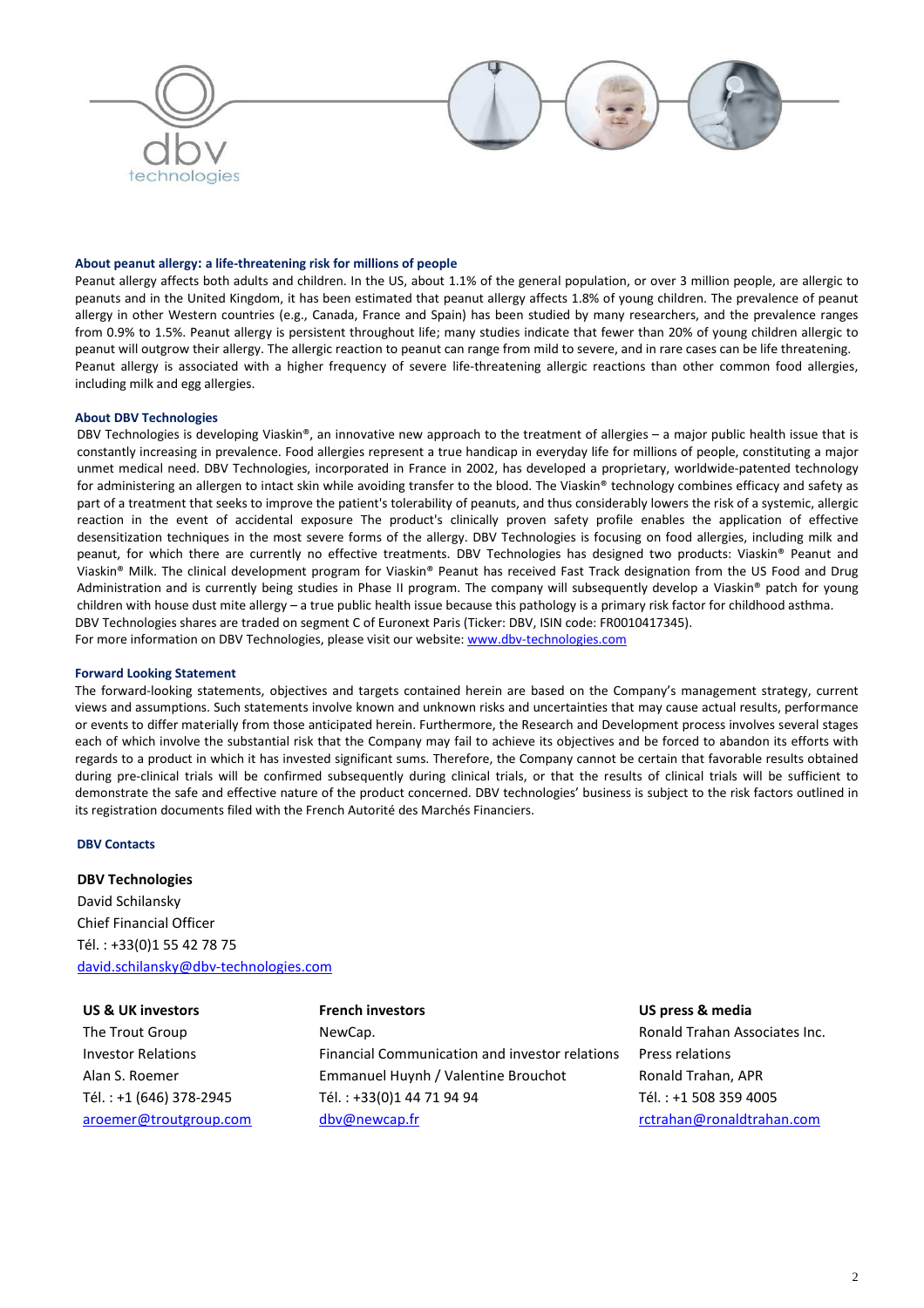### About peanut allergy: a life-threatening risk for millions of people

Peanut allergy affects both adults and children. In the US, about 1.1% of the general population, or over 3 million people, are allergic to peanuts and in the United Kingdom, it has been estimated that peanut allergy affects 1.8% of young children. The prevalence of peanut allergy in other Western countries (e.g., Canada, France and Spain) has been studied by many researchers, and the prevalence ranges from 0.9% to 1.5%. Peanut allergy is persistent throughout life; many studies indicate that fewer than 20% of young children allergic to peanut will outgrow their allergy. The allergic reaction to peanut can range from mild to severe, and in rare cases can be life threatening. Peanut allergy is associated with a higher frequency of severe life-threatening allergic reactions than other common food allergies, including milk and egg allergies.

### About DBV Technologies

DBV Technologies is developing Viaskin®, an innovative new approach to the treatment of allergies – a major public health issue that is constantly increasing in prevalence. Food allergies represent a true handicap in everyday life for millions of people, constituting a major unmet medical need. DBV Technologies, incorporated in France in 2002, has developed a proprietary, worldwide-patented technology for administering an allergen to intact skin while avoiding transfer to the blood. The Viaskin® technology combines efficacy and safety as part of a treatment that seeks to improve the patient's tolerability of peanuts, and thus considerably lowers the risk of a systemic, allergic reaction in the event of accidental exposure The product's clinically proven safety profile enables the application of effective desensitization techniques in the most severe forms of the allergy. DBV Technologies is focusing on food allergies, including milk and peanut, for which there are currently no effective treatments. DBV Technologies has designed two products: Viaskin® Peanut and Viaskin® Milk. The clinical development program for Viaskin® Peanut has received Fast Track designation from the US Food and Drug Administration and is currently being studies in Phase II program. The company will subsequently develop a Viaskin® patch for young children with house dust mite allergy – a true public health issue because this pathology is a primary risk factor for childhood asthma.
DBV Technologies shares are traded on segment C of Euronext Paris (Ticker: DBV, ISIN code: FR0010417345).
For more information on DBV Technologies, please visit our website: www.dbv-technologies.com

### Forward Looking Statement

The forward-looking statements, objectives and targets contained herein are based on the Company's management strategy, current views and assumptions. Such statements involve known and unknown risks and uncertainties that may cause actual results, performance or events to differ materially from those anticipated herein. Furthermore, the Research and Development process involves several stages each of which involve the substantial risk that the Company may fail to achieve its objectives and be forced to abandon its efforts with regards to a product in which it has invested significant sums. Therefore, the Company cannot be certain that favorable results obtained during pre-clinical trials will be confirmed subsequently during clinical trials, or that the results of clinical trials will be sufficient to demonstrate the safe and effective nature of the product concerned. DBV technologies' business is subject to the risk factors outlined in its registration documents filed with the French Autorité des Marchés Financiers.

### DBV Contacts

**DBV Technologies**
David Schilansky
Chief Financial Officer
Tél. : +33(0)1 55 42 78 75
david.schilansky@dbv-technologies.com

**US & UK investors**
The Trout Group
Investor Relations
Alan S. Roemer
Tél. : +1 (646) 378-2945
aroemer@troutgroup.com

**French investors**
NewCap.
Financial Communication and investor relations
Emmanuel Huynh / Valentine Brouchot
Tél. : +33(0)1 44 71 94 94
dbv@newcap.fr

**US press & media**
Ronald Trahan Associates Inc.
Press relations
Ronald Trahan, APR
Tél. : +1 508 359 4005
rctrahan@ronaldtrahan.com